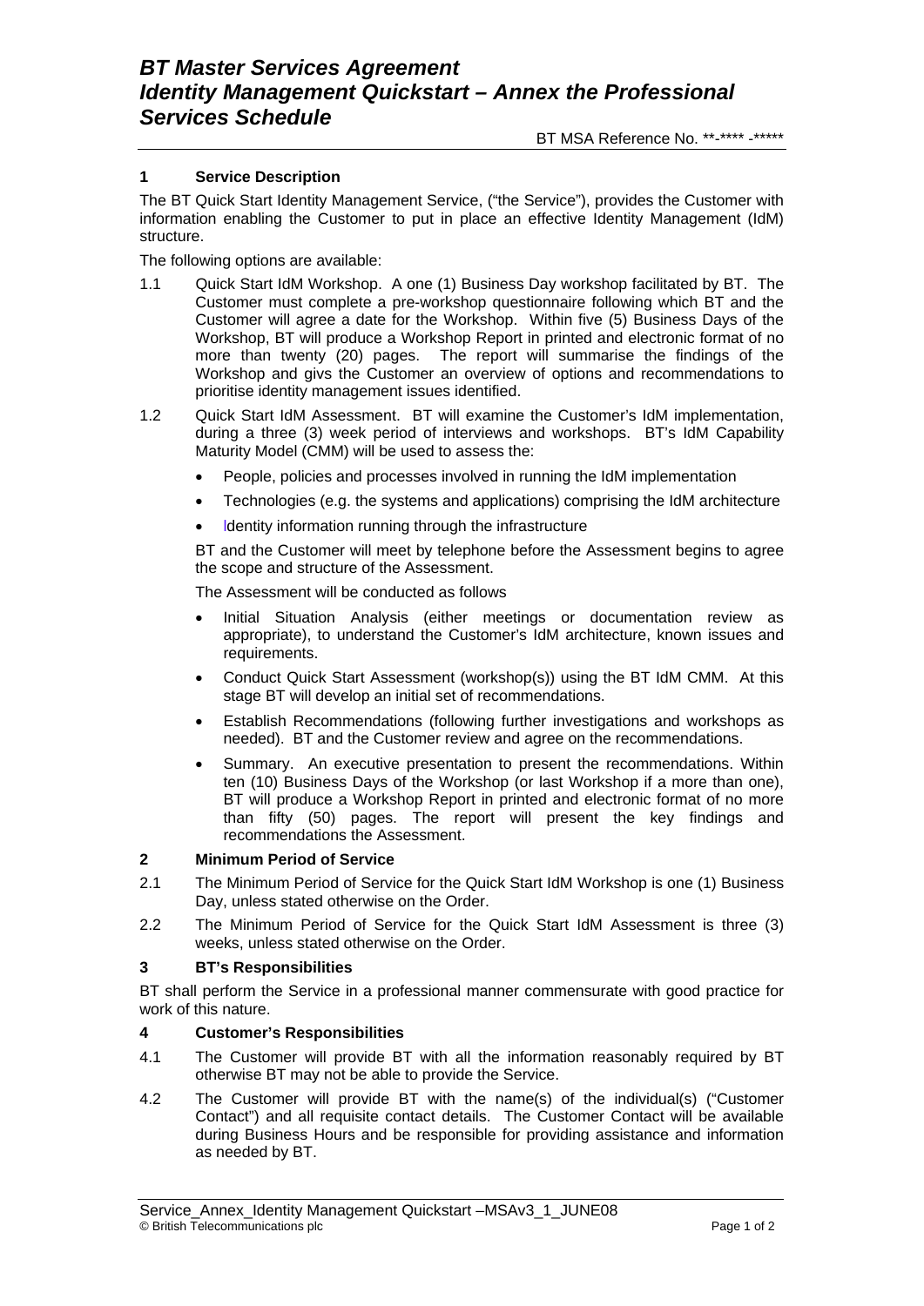# *BT Master Services Agreement*
# *Identity Management Quickstart – Annex the Professional Services Schedule*

BT MSA Reference No. **-**** -*****

## 1 Service Description

The BT Quick Start Identity Management Service, ("the Service"), provides the Customer with information enabling the Customer to put in place an effective Identity Management (IdM) structure.

The following options are available:

1.1 Quick Start IdM Workshop. A one (1) Business Day workshop facilitated by BT. The Customer must complete a pre-workshop questionnaire following which BT and the Customer will agree a date for the Workshop. Within five (5) Business Days of the Workshop, BT will produce a Workshop Report in printed and electronic format of no more than twenty (20) pages. The report will summarise the findings of the Workshop and givs the Customer an overview of options and recommendations to prioritise identity management issues identified.

1.2 Quick Start IdM Assessment. BT will examine the Customer's IdM implementation, during a three (3) week period of interviews and workshops. BT's IdM Capability Maturity Model (CMM) will be used to assess the:

- People, policies and processes involved in running the IdM implementation
- Technologies (e.g. the systems and applications) comprising the IdM architecture
- Identity information running through the infrastructure

BT and the Customer will meet by telephone before the Assessment begins to agree the scope and structure of the Assessment.

The Assessment will be conducted as follows

- Initial Situation Analysis (either meetings or documentation review as appropriate), to understand the Customer's IdM architecture, known issues and requirements.
- Conduct Quick Start Assessment (workshop(s)) using the BT IdM CMM. At this stage BT will develop an initial set of recommendations.
- Establish Recommendations (following further investigations and workshops as needed). BT and the Customer review and agree on the recommendations.
- Summary. An executive presentation to present the recommendations. Within ten (10) Business Days of the Workshop (or last Workshop if a more than one), BT will produce a Workshop Report in printed and electronic format of no more than fifty (50) pages. The report will present the key findings and recommendations the Assessment.

## 2 Minimum Period of Service

2.1 The Minimum Period of Service for the Quick Start IdM Workshop is one (1) Business Day, unless stated otherwise on the Order.

2.2 The Minimum Period of Service for the Quick Start IdM Assessment is three (3) weeks, unless stated otherwise on the Order.

## 3 BT's Responsibilities

BT shall perform the Service in a professional manner commensurate with good practice for work of this nature.

## 4 Customer's Responsibilities

4.1 The Customer will provide BT with all the information reasonably required by BT otherwise BT may not be able to provide the Service.

4.2 The Customer will provide BT with the name(s) of the individual(s) ("Customer Contact") and all requisite contact details. The Customer Contact will be available during Business Hours and be responsible for providing assistance and information as needed by BT.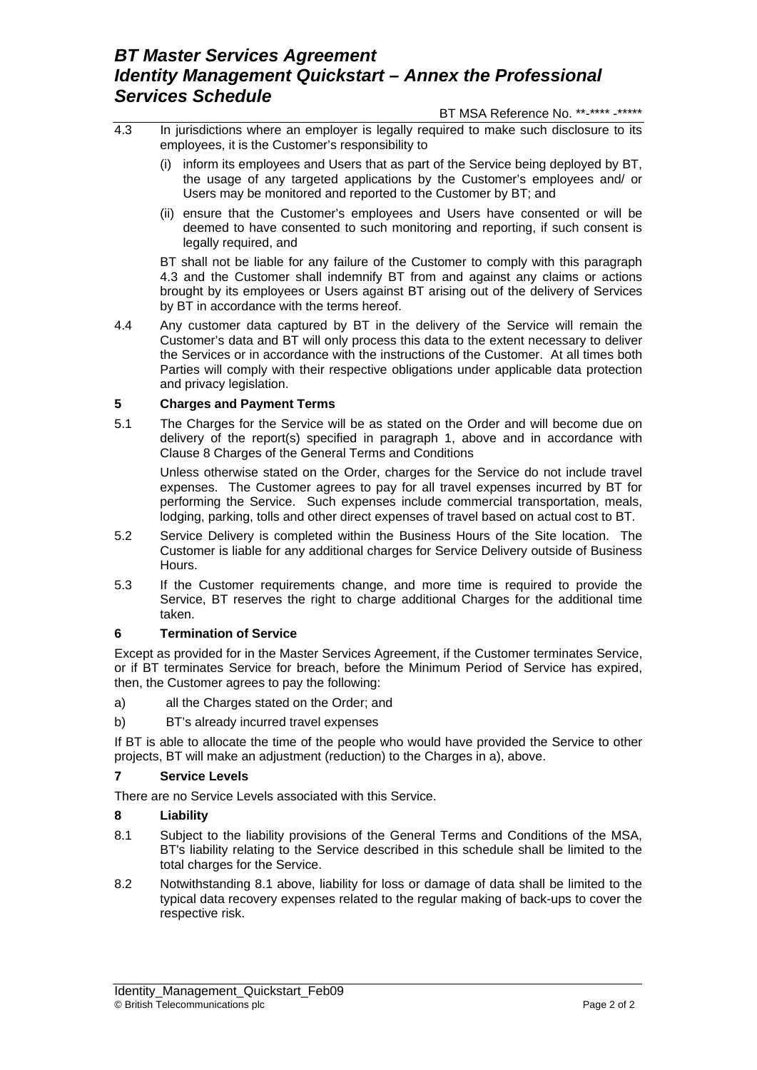4.3 In jurisdictions where an employer is legally required to make such disclosure to its employees, it is the Customer's responsibility to

(i) inform its employees and Users that as part of the Service being deployed by BT, the usage of any targeted applications by the Customer's employees and/ or Users may be monitored and reported to the Customer by BT; and

(ii) ensure that the Customer's employees and Users have consented or will be deemed to have consented to such monitoring and reporting, if such consent is legally required, and

BT shall not be liable for any failure of the Customer to comply with this paragraph 4.3 and the Customer shall indemnify BT from and against any claims or actions brought by its employees or Users against BT arising out of the delivery of Services by BT in accordance with the terms hereof.

4.4 Any customer data captured by BT in the delivery of the Service will remain the Customer's data and BT will only process this data to the extent necessary to deliver the Services or in accordance with the instructions of the Customer. At all times both Parties will comply with their respective obligations under applicable data protection and privacy legislation.

## 5 Charges and Payment Terms

5.1 The Charges for the Service will be as stated on the Order and will become due on delivery of the report(s) specified in paragraph 1, above and in accordance with Clause 8 Charges of the General Terms and Conditions

Unless otherwise stated on the Order, charges for the Service do not include travel expenses. The Customer agrees to pay for all travel expenses incurred by BT for performing the Service. Such expenses include commercial transportation, meals, lodging, parking, tolls and other direct expenses of travel based on actual cost to BT.

5.2 Service Delivery is completed within the Business Hours of the Site location. The Customer is liable for any additional charges for Service Delivery outside of Business Hours.

5.3 If the Customer requirements change, and more time is required to provide the Service, BT reserves the right to charge additional Charges for the additional time taken.

## 6 Termination of Service

Except as provided for in the Master Services Agreement, if the Customer terminates Service, or if BT terminates Service for breach, before the Minimum Period of Service has expired, then, the Customer agrees to pay the following:

a) all the Charges stated on the Order; and

b) BT's already incurred travel expenses

If BT is able to allocate the time of the people who would have provided the Service to other projects, BT will make an adjustment (reduction) to the Charges in a), above.

## 7 Service Levels

There are no Service Levels associated with this Service.

## 8 Liability

8.1 Subject to the liability provisions of the General Terms and Conditions of the MSA, BT's liability relating to the Service described in this schedule shall be limited to the total charges for the Service.

8.2 Notwithstanding 8.1 above, liability for loss or damage of data shall be limited to the typical data recovery expenses related to the regular making of back-ups to cover the respective risk.